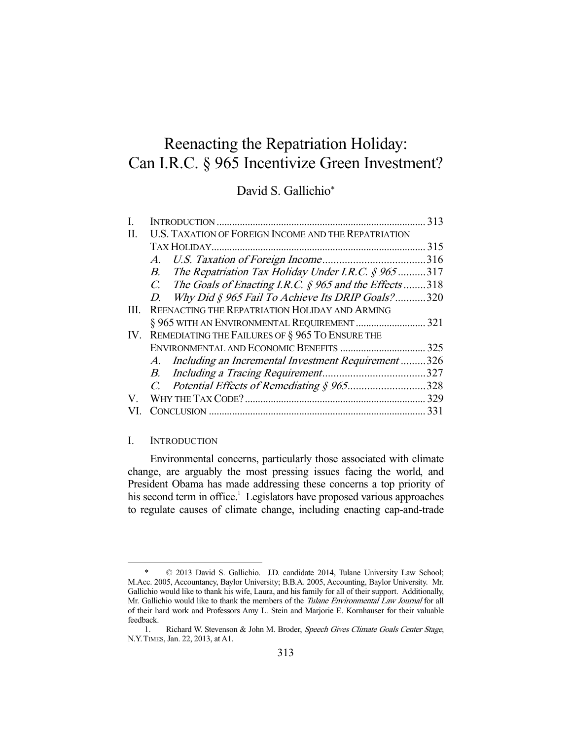# Reenacting the Repatriation Holiday: Can I.R.C. § 965 Incentivize Green Investment?

David S. Gallichio*

| | | |
|---|---|---|
| I. | INTRODUCTION | 313 |
| II. | U.S. TAXATION OF FOREIGN INCOME AND THE REPATRIATION TAX HOLIDAY | 315 |
| | *A. U.S. Taxation of Foreign Income* | 316 |
| | *B. The Repatriation Tax Holiday Under I.R.C. § 965* | 317 |
| | *C. The Goals of Enacting I.R.C. § 965 and the Effects* | 318 |
| | *D. Why Did § 965 Fail To Achieve Its DRIP Goals?* | 320 |
| III. | REENACTING THE REPATRIATION HOLIDAY AND ARMING § 965 WITH AN ENVIRONMENTAL REQUIREMENT | 321 |
| IV. | REMEDIATING THE FAILURES OF § 965 TO ENSURE THE ENVIRONMENTAL AND ECONOMIC BENEFITS | 325 |
| | *A. Including an Incremental Investment Requirement* | 326 |
| | *B. Including a Tracing Requirement* | 327 |
| | *C. Potential Effects of Remediating § 965* | 328 |
| V. | WHY THE TAX CODE? | 329 |
| VI. | CONCLUSION | 331 |

## I. INTRODUCTION

Environmental concerns, particularly those associated with climate change, are arguably the most pressing issues facing the world, and President Obama has made addressing these concerns a top priority of his second term in office.[1] Legislators have proposed various approaches to regulate causes of climate change, including enacting cap-and-trade

---

\* © 2013 David S. Gallichio. J.D. candidate 2014, Tulane University Law School; M.Acc. 2005, Accountancy, Baylor University; B.B.A. 2005, Accounting, Baylor University. Mr. Gallichio would like to thank his wife, Laura, and his family for all of their support. Additionally, Mr. Gallichio would like to thank the members of the *Tulane Environmental Law Journal* for all of their hard work and Professors Amy L. Stein and Marjorie E. Kornhauser for their valuable feedback.

1. Richard W. Stevenson & John M. Broder, *Speech Gives Climate Goals Center Stage*, N.Y. TIMES, Jan. 22, 2013, at A1.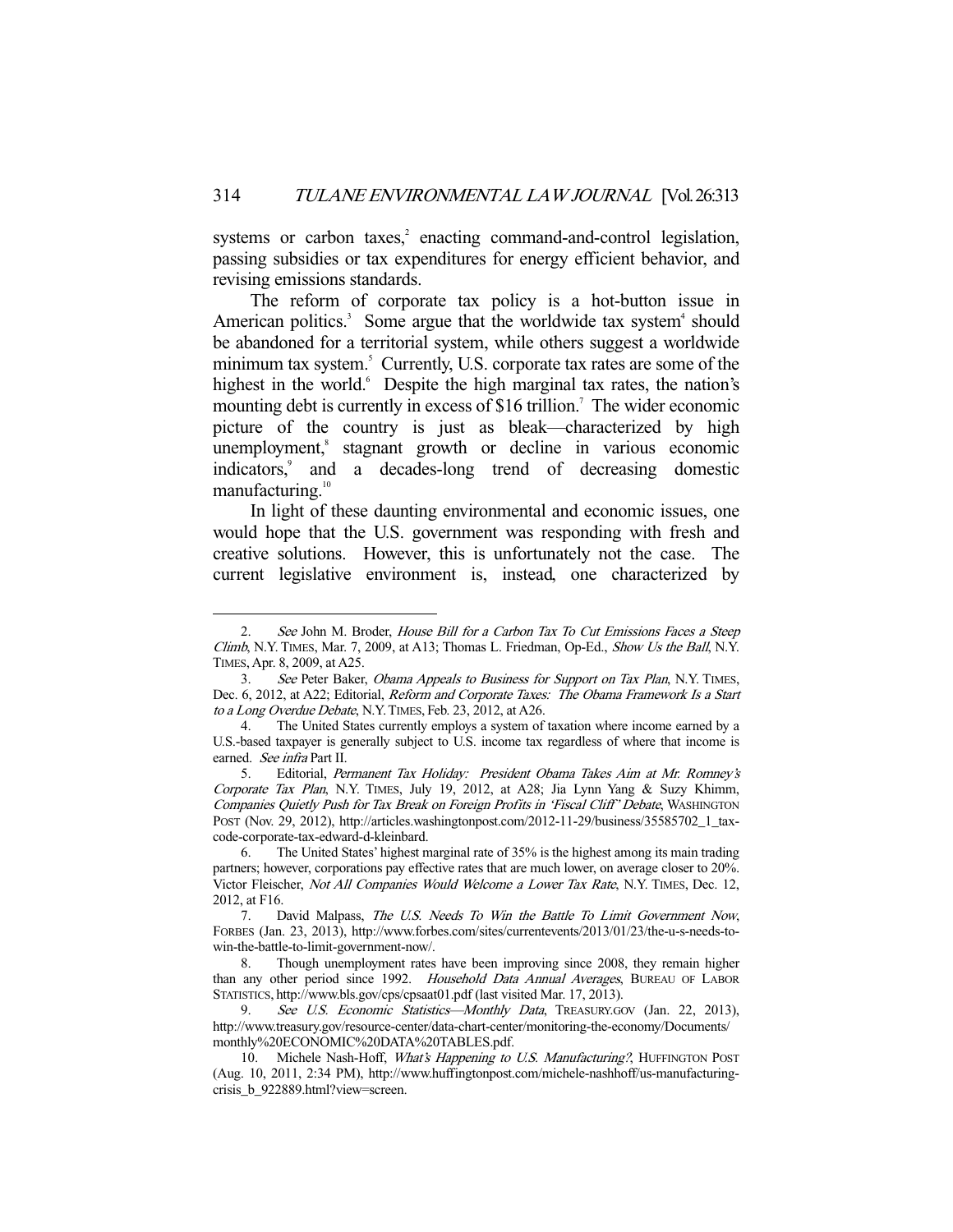systems or carbon taxes,[2] enacting command-and-control legislation, passing subsidies or tax expenditures for energy efficient behavior, and revising emissions standards.

The reform of corporate tax policy is a hot-button issue in American politics.[3] Some argue that the worldwide tax system[4] should be abandoned for a territorial system, while others suggest a worldwide minimum tax system.[5] Currently, U.S. corporate tax rates are some of the highest in the world.[6] Despite the high marginal tax rates, the nation's mounting debt is currently in excess of $16 trillion.[7] The wider economic picture of the country is just as bleak—characterized by high unemployment,[8] stagnant growth or decline in various economic indicators,[9] and a decades-long trend of decreasing domestic manufacturing.[10]

In light of these daunting environmental and economic issues, one would hope that the U.S. government was responding with fresh and creative solutions. However, this is unfortunately not the case. The current legislative environment is, instead, one characterized by

---

2. *See* John M. Broder, *House Bill for a Carbon Tax To Cut Emissions Faces a Steep Climb*, N.Y. TIMES, Mar. 7, 2009, at A13; Thomas L. Friedman, Op-Ed., *Show Us the Ball*, N.Y. TIMES, Apr. 8, 2009, at A25.

3. *See* Peter Baker, *Obama Appeals to Business for Support on Tax Plan*, N.Y. TIMES, Dec. 6, 2012, at A22; Editorial, *Reform and Corporate Taxes: The Obama Framework Is a Start to a Long Overdue Debate*, N.Y. TIMES, Feb. 23, 2012, at A26.

4. The United States currently employs a system of taxation where income earned by a U.S.-based taxpayer is generally subject to U.S. income tax regardless of where that income is earned. *See infra* Part II.

5. Editorial, *Permanent Tax Holiday: President Obama Takes Aim at Mr. Romney's Corporate Tax Plan*, N.Y. TIMES, July 19, 2012, at A28; Jia Lynn Yang & Suzy Khimm, *Companies Quietly Push for Tax Break on Foreign Profits in 'Fiscal Cliff' Debate*, WASHINGTON POST (Nov. 29, 2012), http://articles.washingtonpost.com/2012-11-29/business/35585702_1_tax-code-corporate-tax-edward-d-kleinbard.

6. The United States' highest marginal rate of 35% is the highest among its main trading partners; however, corporations pay effective rates that are much lower, on average closer to 20%. Victor Fleischer, *Not All Companies Would Welcome a Lower Tax Rate*, N.Y. TIMES, Dec. 12, 2012, at F16.

7. David Malpass, *The U.S. Needs To Win the Battle To Limit Government Now*, FORBES (Jan. 23, 2013), http://www.forbes.com/sites/currentevents/2013/01/23/the-u-s-needs-to-win-the-battle-to-limit-government-now/.

8. Though unemployment rates have been improving since 2008, they remain higher than any other period since 1992. *Household Data Annual Averages*, BUREAU OF LABOR STATISTICS, http://www.bls.gov/cps/cpsaat01.pdf (last visited Mar. 17, 2013).

9. *See U.S. Economic Statistics—Monthly Data*, TREASURY.GOV (Jan. 22, 2013), http://www.treasury.gov/resource-center/data-chart-center/monitoring-the-economy/Documents/monthly%20ECONOMIC%20DATA%20TABLES.pdf.

10. Michele Nash-Hoff, *What's Happening to U.S. Manufacturing?*, HUFFINGTON POST (Aug. 10, 2011, 2:34 PM), http://www.huffingtonpost.com/michele-nashhoff/us-manufacturing-crisis_b_922889.html?view=screen.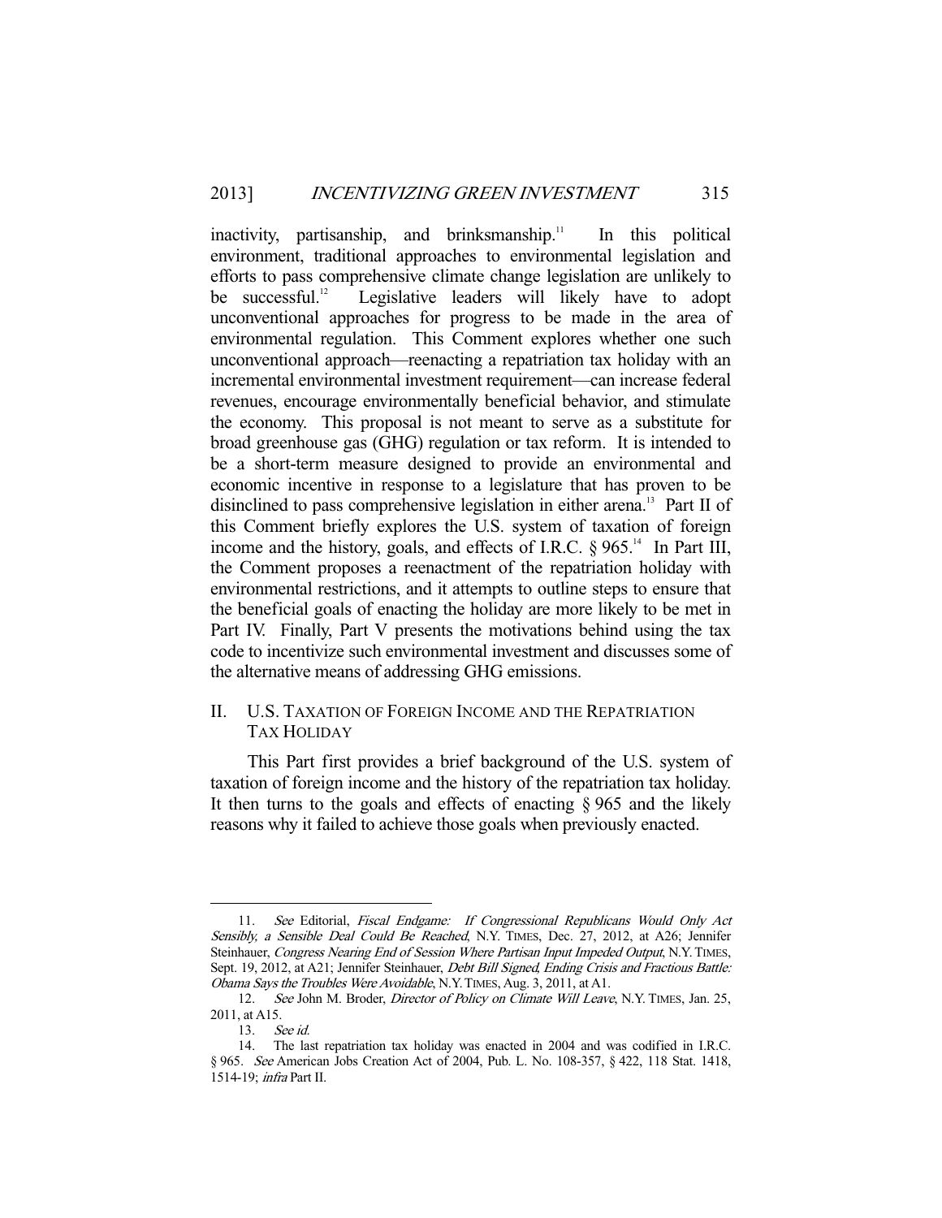inactivity, partisanship, and brinksmanship.[11] In this political environment, traditional approaches to environmental legislation and efforts to pass comprehensive climate change legislation are unlikely to be successful.[12] Legislative leaders will likely have to adopt unconventional approaches for progress to be made in the area of environmental regulation. This Comment explores whether one such unconventional approach—reenacting a repatriation tax holiday with an incremental environmental investment requirement—can increase federal revenues, encourage environmentally beneficial behavior, and stimulate the economy. This proposal is not meant to serve as a substitute for broad greenhouse gas (GHG) regulation or tax reform. It is intended to be a short-term measure designed to provide an environmental and economic incentive in response to a legislature that has proven to be disinclined to pass comprehensive legislation in either arena.[13] Part II of this Comment briefly explores the U.S. system of taxation of foreign income and the history, goals, and effects of I.R.C. § 965.[14] In Part III, the Comment proposes a reenactment of the repatriation holiday with environmental restrictions, and it attempts to outline steps to ensure that the beneficial goals of enacting the holiday are more likely to be met in Part IV. Finally, Part V presents the motivations behind using the tax code to incentivize such environmental investment and discusses some of the alternative means of addressing GHG emissions.

## II. U.S. Taxation of Foreign Income and the Repatriation Tax Holiday

This Part first provides a brief background of the U.S. system of taxation of foreign income and the history of the repatriation tax holiday. It then turns to the goals and effects of enacting § 965 and the likely reasons why it failed to achieve those goals when previously enacted.

---

11. *See* Editorial, *Fiscal Endgame: If Congressional Republicans Would Only Act Sensibly, a Sensible Deal Could Be Reached*, N.Y. TIMES, Dec. 27, 2012, at A26; Jennifer Steinhauer, *Congress Nearing End of Session Where Partisan Input Impeded Output*, N.Y. TIMES, Sept. 19, 2012, at A21; Jennifer Steinhauer, *Debt Bill Signed, Ending Crisis and Fractious Battle: Obama Says the Troubles Were Avoidable*, N.Y. TIMES, Aug. 3, 2011, at A1.

12. *See* John M. Broder, *Director of Policy on Climate Will Leave*, N.Y. TIMES, Jan. 25, 2011, at A15.

13. *See id.*

14. The last repatriation tax holiday was enacted in 2004 and was codified in I.R.C. § 965. *See* American Jobs Creation Act of 2004, Pub. L. No. 108-357, § 422, 118 Stat. 1418, 1514-19; *infra* Part II.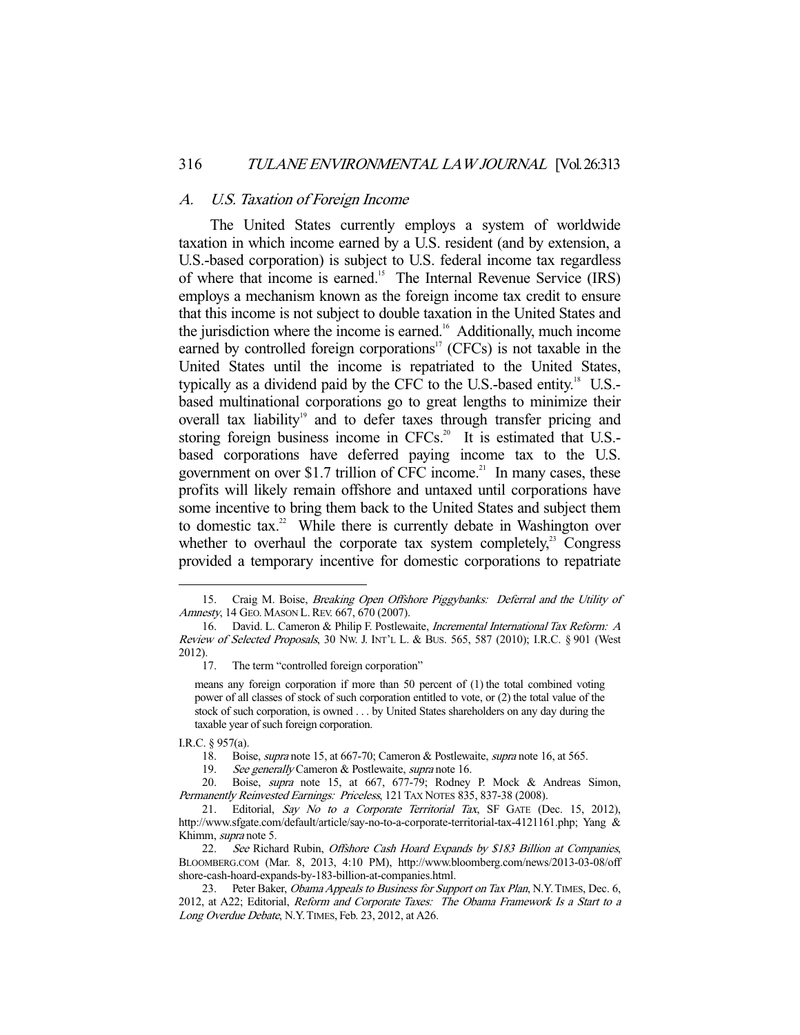### *A. U.S. Taxation of Foreign Income*

The United States currently employs a system of worldwide taxation in which income earned by a U.S. resident (and by extension, a U.S.-based corporation) is subject to U.S. federal income tax regardless of where that income is earned.[15] The Internal Revenue Service (IRS) employs a mechanism known as the foreign income tax credit to ensure that this income is not subject to double taxation in the United States and the jurisdiction where the income is earned.[16] Additionally, much income earned by controlled foreign corporations[17] (CFCs) is not taxable in the United States until the income is repatriated to the United States, typically as a dividend paid by the CFC to the U.S.-based entity.[18] U.S.-based multinational corporations go to great lengths to minimize their overall tax liability[19] and to defer taxes through transfer pricing and storing foreign business income in CFCs.[20] It is estimated that U.S.-based corporations have deferred paying income tax to the U.S. government on over $1.7 trillion of CFC income.[21] In many cases, these profits will likely remain offshore and untaxed until corporations have some incentive to bring them back to the United States and subject them to domestic tax.[22] While there is currently debate in Washington over whether to overhaul the corporate tax system completely,[23] Congress provided a temporary incentive for domestic corporations to repatriate

---

15. Craig M. Boise, *Breaking Open Offshore Piggybanks: Deferral and the Utility of Amnesty*, 14 GEO. MASON L. REV. 667, 670 (2007).

16. David. L. Cameron & Philip F. Postlewaite, *Incremental International Tax Reform: A Review of Selected Proposals*, 30 NW. J. INT'L L. & BUS. 565, 587 (2010); I.R.C. § 901 (West 2012).

17. The term "controlled foreign corporation"

> means any foreign corporation if more than 50 percent of (1) the total combined voting power of all classes of stock of such corporation entitled to vote, or (2) the total value of the stock of such corporation, is owned . . . by United States shareholders on any day during the taxable year of such foreign corporation.

I.R.C. § 957(a).

18. Boise, *supra* note 15, at 667-70; Cameron & Postlewaite, *supra* note 16, at 565.

19. *See generally* Cameron & Postlewaite, *supra* note 16.

20. Boise, *supra* note 15, at 667, 677-79; Rodney P. Mock & Andreas Simon, *Permanently Reinvested Earnings: Priceless*, 121 TAX NOTES 835, 837-38 (2008).

21. Editorial, *Say No to a Corporate Territorial Tax*, SF GATE (Dec. 15, 2012), http://www.sfgate.com/default/article/say-no-to-a-corporate-territorial-tax-4121161.php; Yang & Khimm, *supra* note 5.

22. *See* Richard Rubin, *Offshore Cash Hoard Expands by $183 Billion at Companies*, BLOOMBERG.COM (Mar. 8, 2013, 4:10 PM), http://www.bloomberg.com/news/2013-03-08/offshore-cash-hoard-expands-by-183-billion-at-companies.html.

23. Peter Baker, *Obama Appeals to Business for Support on Tax Plan*, N.Y. TIMES, Dec. 6, 2012, at A22; Editorial, *Reform and Corporate Taxes: The Obama Framework Is a Start to a Long Overdue Debate*, N.Y. TIMES, Feb. 23, 2012, at A26.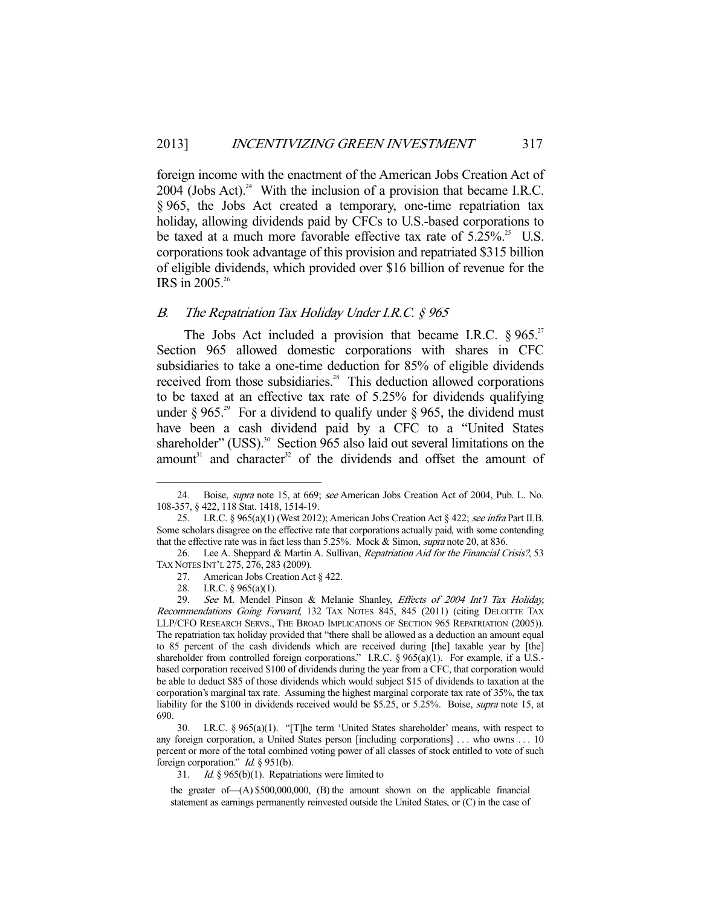foreign income with the enactment of the American Jobs Creation Act of 2004 (Jobs Act).[24] With the inclusion of a provision that became I.R.C. § 965, the Jobs Act created a temporary, one-time repatriation tax holiday, allowing dividends paid by CFCs to U.S.-based corporations to be taxed at a much more favorable effective tax rate of 5.25%.[25] U.S. corporations took advantage of this provision and repatriated $315 billion of eligible dividends, which provided over $16 billion of revenue for the IRS in 2005.[26]

### *B. The Repatriation Tax Holiday Under I.R.C. § 965*

The Jobs Act included a provision that became I.R.C. § 965.[27] Section 965 allowed domestic corporations with shares in CFC subsidiaries to take a one-time deduction for 85% of eligible dividends received from those subsidiaries.[28] This deduction allowed corporations to be taxed at an effective tax rate of 5.25% for dividends qualifying under § 965.[29] For a dividend to qualify under § 965, the dividend must have been a cash dividend paid by a CFC to a "United States shareholder" (USS).[30] Section 965 also laid out several limitations on the amount[31] and character[32] of the dividends and offset the amount of

---

24. Boise, *supra* note 15, at 669; *see* American Jobs Creation Act of 2004, Pub. L. No. 108-357, § 422, 118 Stat. 1418, 1514-19.

25. I.R.C. § 965(a)(1) (West 2012); American Jobs Creation Act § 422; *see infra* Part II.B. Some scholars disagree on the effective rate that corporations actually paid, with some contending that the effective rate was in fact less than 5.25%. Mock & Simon, *supra* note 20, at 836.

26. Lee A. Sheppard & Martin A. Sullivan, *Repatriation Aid for the Financial Crisis?*, 53 TAX NOTES INT'L 275, 276, 283 (2009).

27. American Jobs Creation Act § 422.

28. I.R.C. § 965(a)(1).

29. *See* M. Mendel Pinson & Melanie Shanley, *Effects of 2004 Int'l Tax Holiday, Recommendations Going Forward*, 132 TAX NOTES 845, 845 (2011) (citing DELOITTE TAX LLP/CFO RESEARCH SERVS., THE BROAD IMPLICATIONS OF SECTION 965 REPATRIATION (2005)). The repatriation tax holiday provided that "there shall be allowed as a deduction an amount equal to 85 percent of the cash dividends which are received during [the] taxable year by [the] shareholder from controlled foreign corporations." I.R.C. § 965(a)(1). For example, if a U.S.-based corporation received $100 of dividends during the year from a CFC, that corporation would be able to deduct $85 of those dividends which would subject $15 of dividends to taxation at the corporation's marginal tax rate. Assuming the highest marginal corporate tax rate of 35%, the tax liability for the $100 in dividends received would be $5.25, or 5.25%. Boise, *supra* note 15, at 690.

30. I.R.C. § 965(a)(1). "[T]he term 'United States shareholder' means, with respect to any foreign corporation, a United States person [including corporations] . . . who owns . . . 10 percent or more of the total combined voting power of all classes of stock entitled to vote of such foreign corporation." *Id.* § 951(b).

31. *Id.* § 965(b)(1). Repatriations were limited to

> the greater of—(A) $500,000,000, (B) the amount shown on the applicable financial statement as earnings permanently reinvested outside the United States, or (C) in the case of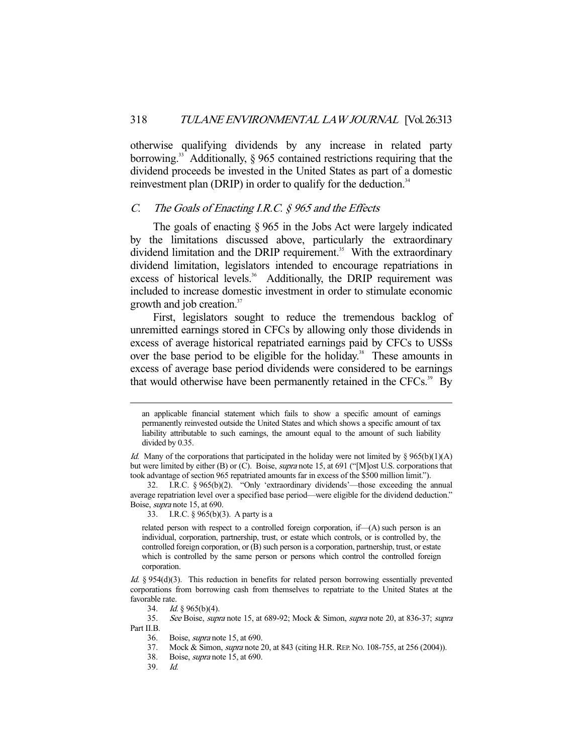otherwise qualifying dividends by any increase in related party borrowing.[33] Additionally, § 965 contained restrictions requiring that the dividend proceeds be invested in the United States as part of a domestic reinvestment plan (DRIP) in order to qualify for the deduction.[34]

### *C. The Goals of Enacting I.R.C. § 965 and the Effects*

The goals of enacting § 965 in the Jobs Act were largely indicated by the limitations discussed above, particularly the extraordinary dividend limitation and the DRIP requirement.[35] With the extraordinary dividend limitation, legislators intended to encourage repatriations in excess of historical levels.[36] Additionally, the DRIP requirement was included to increase domestic investment in order to stimulate economic growth and job creation.[37]

First, legislators sought to reduce the tremendous backlog of unremitted earnings stored in CFCs by allowing only those dividends in excess of average historical repatriated earnings paid by CFCs to USSs over the base period to be eligible for the holiday.[38] These amounts in excess of average base period dividends were considered to be earnings that would otherwise have been permanently retained in the CFCs.[39] By

---

> an applicable financial statement which fails to show a specific amount of earnings permanently reinvested outside the United States and which shows a specific amount of tax liability attributable to such earnings, the amount equal to the amount of such liability divided by 0.35.

*Id.* Many of the corporations that participated in the holiday were not limited by § 965(b)(1)(A) but were limited by either (B) or (C). Boise, *supra* note 15, at 691 ("[M]ost U.S. corporations that took advantage of section 965 repatriated amounts far in excess of the $500 million limit.").

32. I.R.C. § 965(b)(2). "Only 'extraordinary dividends'—those exceeding the annual average repatriation level over a specified base period—were eligible for the dividend deduction." Boise, *supra* note 15, at 690.

33. I.R.C. § 965(b)(3). A party is a

> related person with respect to a controlled foreign corporation, if—(A) such person is an individual, corporation, partnership, trust, or estate which controls, or is controlled by, the controlled foreign corporation, or (B) such person is a corporation, partnership, trust, or estate which is controlled by the same person or persons which control the controlled foreign corporation.

*Id.* § 954(d)(3). This reduction in benefits for related person borrowing essentially prevented corporations from borrowing cash from themselves to repatriate to the United States at the favorable rate.

34. *Id.* § 965(b)(4).

35. *See* Boise, *supra* note 15, at 689-92; Mock & Simon, *supra* note 20, at 836-37; *supra* Part II.B.

36. Boise, *supra* note 15, at 690.

37. Mock & Simon, *supra* note 20, at 843 (citing H.R. REP. NO. 108-755, at 256 (2004)).

38. Boise, *supra* note 15, at 690.

39. *Id.*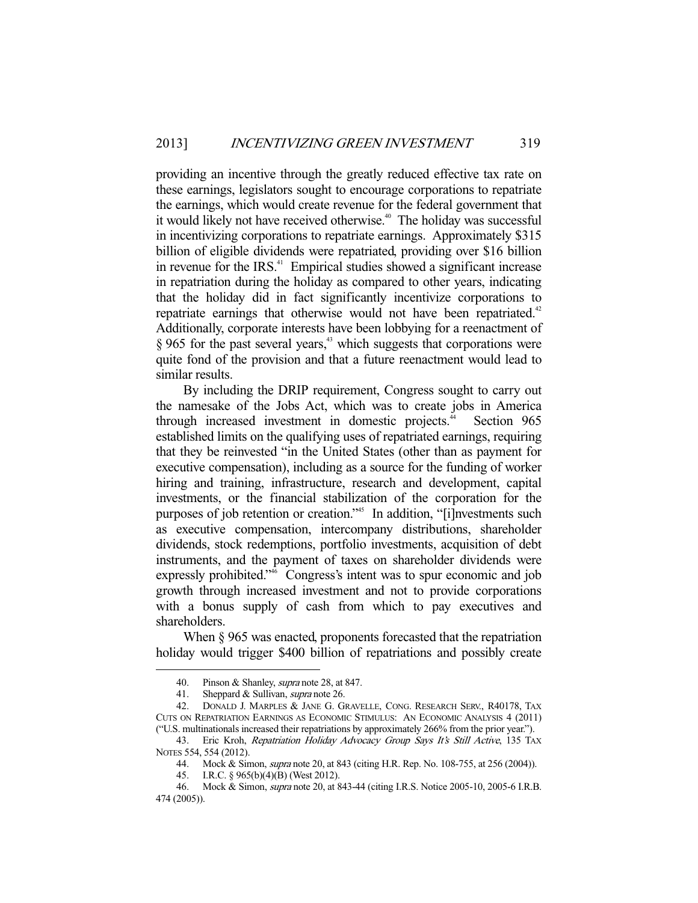providing an incentive through the greatly reduced effective tax rate on these earnings, legislators sought to encourage corporations to repatriate the earnings, which would create revenue for the federal government that it would likely not have received otherwise.[40] The holiday was successful in incentivizing corporations to repatriate earnings. Approximately $315 billion of eligible dividends were repatriated, providing over $16 billion in revenue for the IRS.[41] Empirical studies showed a significant increase in repatriation during the holiday as compared to other years, indicating that the holiday did in fact significantly incentivize corporations to repatriate earnings that otherwise would not have been repatriated.[42] Additionally, corporate interests have been lobbying for a reenactment of § 965 for the past several years,[43] which suggests that corporations were quite fond of the provision and that a future reenactment would lead to similar results.

By including the DRIP requirement, Congress sought to carry out the namesake of the Jobs Act, which was to create jobs in America through increased investment in domestic projects.[44] Section 965 established limits on the qualifying uses of repatriated earnings, requiring that they be reinvested "in the United States (other than as payment for executive compensation), including as a source for the funding of worker hiring and training, infrastructure, research and development, capital investments, or the financial stabilization of the corporation for the purposes of job retention or creation."[45] In addition, "[i]nvestments such as executive compensation, intercompany distributions, shareholder dividends, stock redemptions, portfolio investments, acquisition of debt instruments, and the payment of taxes on shareholder dividends were expressly prohibited."[46] Congress's intent was to spur economic and job growth through increased investment and not to provide corporations with a bonus supply of cash from which to pay executives and shareholders.

When § 965 was enacted, proponents forecasted that the repatriation holiday would trigger $400 billion of repatriations and possibly create

---

40. Pinson & Shanley, *supra* note 28, at 847.

41. Sheppard & Sullivan, *supra* note 26.

42. DONALD J. MARPLES & JANE G. GRAVELLE, CONG. RESEARCH SERV., R40178, TAX CUTS ON REPATRIATION EARNINGS AS ECONOMIC STIMULUS: AN ECONOMIC ANALYSIS 4 (2011) ("U.S. multinationals increased their repatriations by approximately 266% from the prior year.").

43. Eric Kroh, *Repatriation Holiday Advocacy Group Says It's Still Active*, 135 TAX NOTES 554, 554 (2012).

44. Mock & Simon, *supra* note 20, at 843 (citing H.R. Rep. No. 108-755, at 256 (2004)).

45. I.R.C. § 965(b)(4)(B) (West 2012).

46. Mock & Simon, *supra* note 20, at 843-44 (citing I.R.S. Notice 2005-10, 2005-6 I.R.B. 474 (2005)).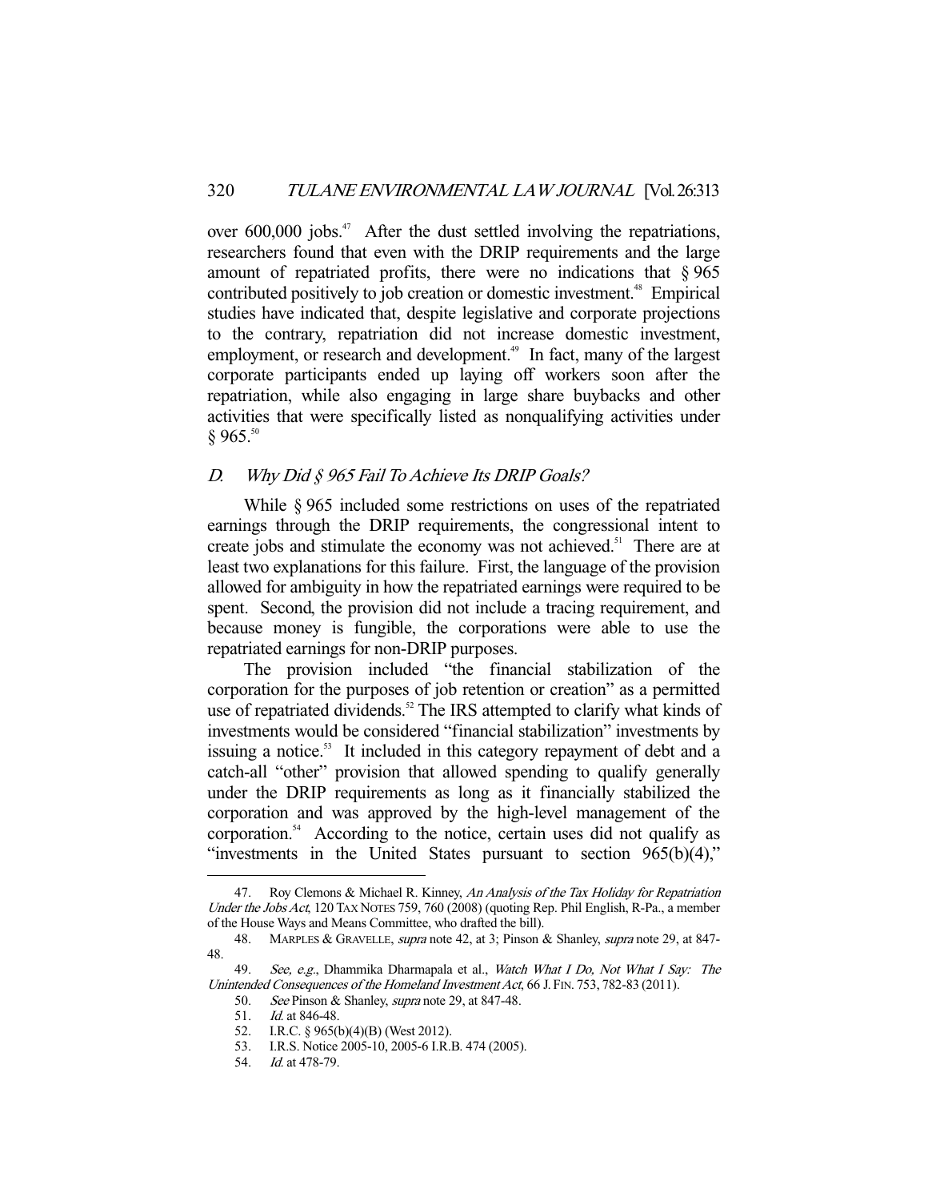over 600,000 jobs.[47] After the dust settled involving the repatriations, researchers found that even with the DRIP requirements and the large amount of repatriated profits, there were no indications that § 965 contributed positively to job creation or domestic investment.[48] Empirical studies have indicated that, despite legislative and corporate projections to the contrary, repatriation did not increase domestic investment, employment, or research and development.[49] In fact, many of the largest corporate participants ended up laying off workers soon after the repatriation, while also engaging in large share buybacks and other activities that were specifically listed as nonqualifying activities under § 965.[50]

### D. *Why Did § 965 Fail To Achieve Its DRIP Goals?*

While § 965 included some restrictions on uses of the repatriated earnings through the DRIP requirements, the congressional intent to create jobs and stimulate the economy was not achieved.[51] There are at least two explanations for this failure. First, the language of the provision allowed for ambiguity in how the repatriated earnings were required to be spent. Second, the provision did not include a tracing requirement, and because money is fungible, the corporations were able to use the repatriated earnings for non-DRIP purposes.

The provision included "the financial stabilization of the corporation for the purposes of job retention or creation" as a permitted use of repatriated dividends.[52] The IRS attempted to clarify what kinds of investments would be considered "financial stabilization" investments by issuing a notice.[53] It included in this category repayment of debt and a catch-all "other" provision that allowed spending to qualify generally under the DRIP requirements as long as it financially stabilized the corporation and was approved by the high-level management of the corporation.[54] According to the notice, certain uses did not qualify as "investments in the United States pursuant to section 965(b)(4),"

---

47. Roy Clemons & Michael R. Kinney, *An Analysis of the Tax Holiday for Repatriation Under the Jobs Act*, 120 TAX NOTES 759, 760 (2008) (quoting Rep. Phil English, R-Pa., a member of the House Ways and Means Committee, who drafted the bill).

48. MARPLES & GRAVELLE, *supra* note 42, at 3; Pinson & Shanley, *supra* note 29, at 847-48.

49. *See, e.g.*, Dhammika Dharmapala et al., *Watch What I Do, Not What I Say: The Unintended Consequences of the Homeland Investment Act*, 66 J. FIN. 753, 782-83 (2011).

50. *See* Pinson & Shanley, *supra* note 29, at 847-48.

51. *Id.* at 846-48.

52. I.R.C. § 965(b)(4)(B) (West 2012).

53. I.R.S. Notice 2005-10, 2005-6 I.R.B. 474 (2005).

54. *Id.* at 478-79.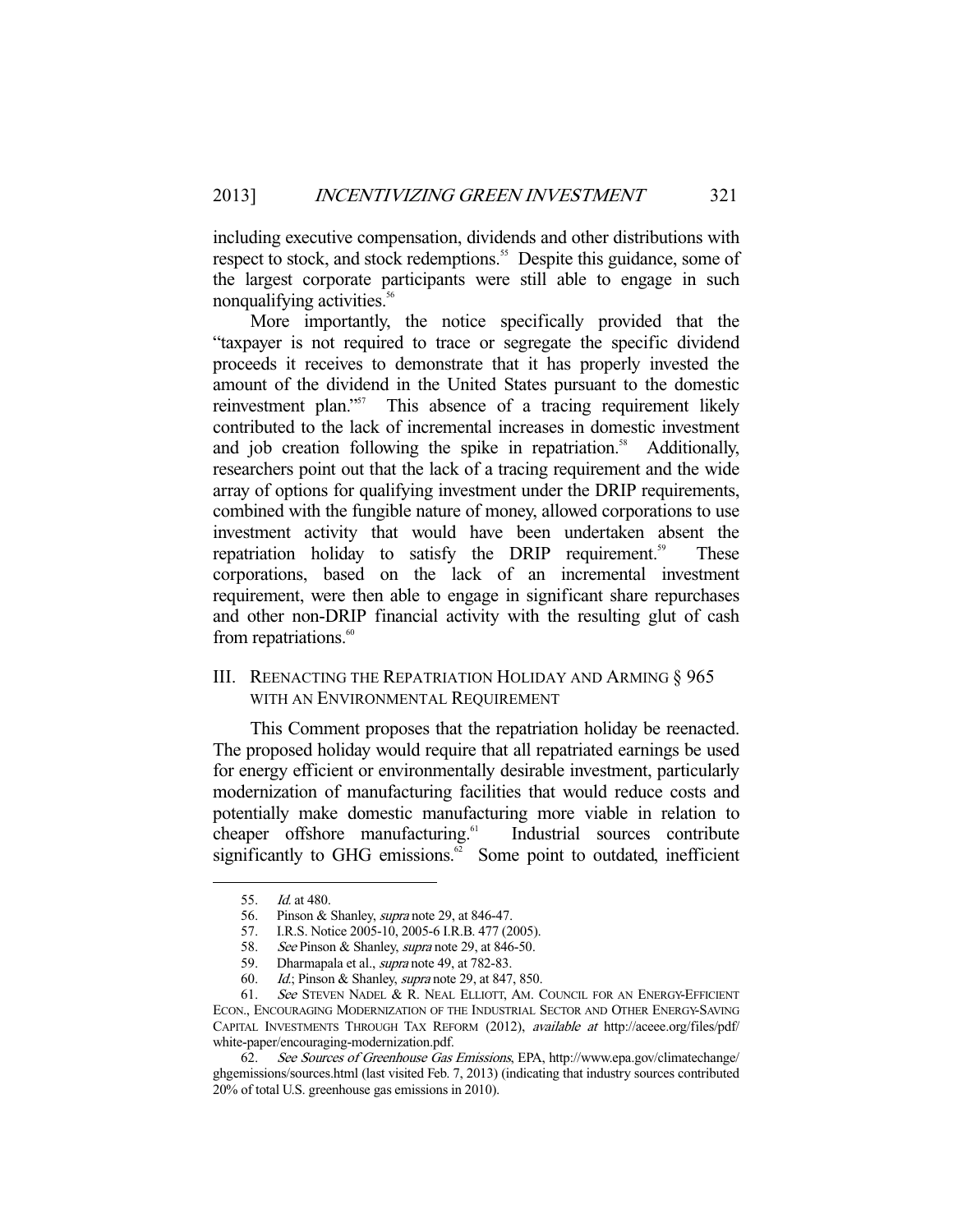including executive compensation, dividends and other distributions with respect to stock, and stock redemptions.[55] Despite this guidance, some of the largest corporate participants were still able to engage in such nonqualifying activities.[56]

More importantly, the notice specifically provided that the "taxpayer is not required to trace or segregate the specific dividend proceeds it receives to demonstrate that it has properly invested the amount of the dividend in the United States pursuant to the domestic reinvestment plan."[57] This absence of a tracing requirement likely contributed to the lack of incremental increases in domestic investment and job creation following the spike in repatriation.[58] Additionally, researchers point out that the lack of a tracing requirement and the wide array of options for qualifying investment under the DRIP requirements, combined with the fungible nature of money, allowed corporations to use investment activity that would have been undertaken absent the repatriation holiday to satisfy the DRIP requirement.[59] These corporations, based on the lack of an incremental investment requirement, were then able to engage in significant share repurchases and other non-DRIP financial activity with the resulting glut of cash from repatriations.[60]

## III. Reenacting the Repatriation Holiday and Arming § 965 with an Environmental Requirement

This Comment proposes that the repatriation holiday be reenacted. The proposed holiday would require that all repatriated earnings be used for energy efficient or environmentally desirable investment, particularly modernization of manufacturing facilities that would reduce costs and potentially make domestic manufacturing more viable in relation to cheaper offshore manufacturing.[61] Industrial sources contribute significantly to GHG emissions.[62] Some point to outdated, inefficient

---

55. *Id.* at 480.

56. Pinson & Shanley, *supra* note 29, at 846-47.

57. I.R.S. Notice 2005-10, 2005-6 I.R.B. 477 (2005).

58. *See* Pinson & Shanley, *supra* note 29, at 846-50.

59. Dharmapala et al., *supra* note 49, at 782-83.

60. *Id.*; Pinson & Shanley, *supra* note 29, at 847, 850.

61. *See* Steven Nadel & R. Neal Elliott, Am. Council for an Energy-Efficient Econ., Encouraging Modernization of the Industrial Sector and Other Energy-Saving Capital Investments Through Tax Reform (2012), *available at* http://aceee.org/files/pdf/white-paper/encouraging-modernization.pdf.

62. *See Sources of Greenhouse Gas Emissions*, EPA, http://www.epa.gov/climatechange/ghgemissions/sources.html (last visited Feb. 7, 2013) (indicating that industry sources contributed 20% of total U.S. greenhouse gas emissions in 2010).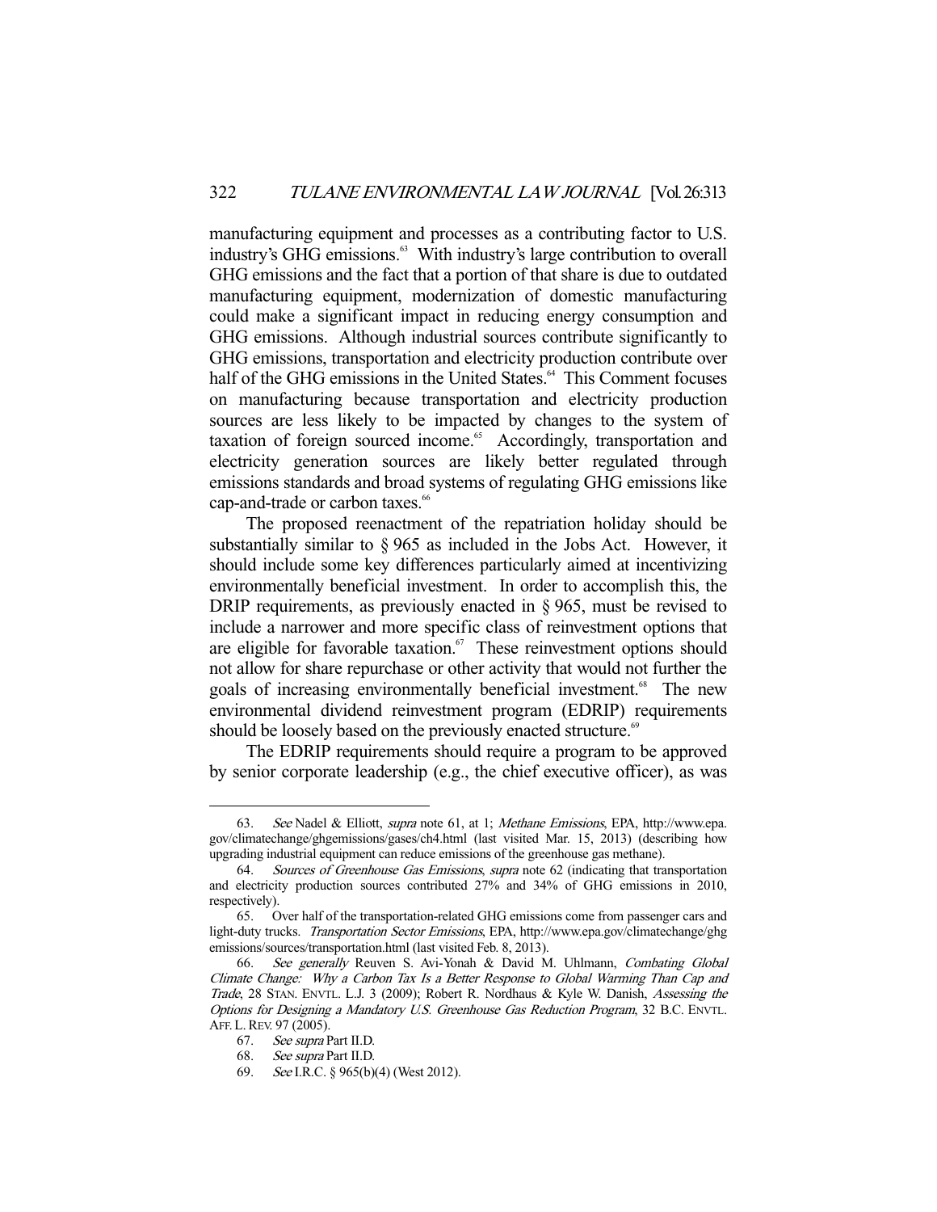manufacturing equipment and processes as a contributing factor to U.S. industry's GHG emissions.[63] With industry's large contribution to overall GHG emissions and the fact that a portion of that share is due to outdated manufacturing equipment, modernization of domestic manufacturing could make a significant impact in reducing energy consumption and GHG emissions. Although industrial sources contribute significantly to GHG emissions, transportation and electricity production contribute over half of the GHG emissions in the United States.[64] This Comment focuses on manufacturing because transportation and electricity production sources are less likely to be impacted by changes to the system of taxation of foreign sourced income.[65] Accordingly, transportation and electricity generation sources are likely better regulated through emissions standards and broad systems of regulating GHG emissions like cap-and-trade or carbon taxes.[66]

The proposed reenactment of the repatriation holiday should be substantially similar to § 965 as included in the Jobs Act. However, it should include some key differences particularly aimed at incentivizing environmentally beneficial investment. In order to accomplish this, the DRIP requirements, as previously enacted in § 965, must be revised to include a narrower and more specific class of reinvestment options that are eligible for favorable taxation.[67] These reinvestment options should not allow for share repurchase or other activity that would not further the goals of increasing environmentally beneficial investment.[68] The new environmental dividend reinvestment program (EDRIP) requirements should be loosely based on the previously enacted structure.[69]

The EDRIP requirements should require a program to be approved by senior corporate leadership (e.g., the chief executive officer), as was

---

63. *See* Nadel & Elliott, *supra* note 61, at 1; *Methane Emissions*, EPA, http://www.epa.gov/climatechange/ghgemissions/gases/ch4.html (last visited Mar. 15, 2013) (describing how upgrading industrial equipment can reduce emissions of the greenhouse gas methane).

64. *Sources of Greenhouse Gas Emissions*, *supra* note 62 (indicating that transportation and electricity production sources contributed 27% and 34% of GHG emissions in 2010, respectively).

65. Over half of the transportation-related GHG emissions come from passenger cars and light-duty trucks. *Transportation Sector Emissions*, EPA, http://www.epa.gov/climatechange/ghgemissions/sources/transportation.html (last visited Feb. 8, 2013).

66. *See generally* Reuven S. Avi-Yonah & David M. Uhlmann, *Combating Global Climate Change: Why a Carbon Tax Is a Better Response to Global Warming Than Cap and Trade*, 28 STAN. ENVTL. L.J. 3 (2009); Robert R. Nordhaus & Kyle W. Danish, *Assessing the Options for Designing a Mandatory U.S. Greenhouse Gas Reduction Program*, 32 B.C. ENVTL. AFF. L. REV. 97 (2005).

67. *See supra* Part II.D.

68. *See supra* Part II.D.

69. *See* I.R.C. § 965(b)(4) (West 2012).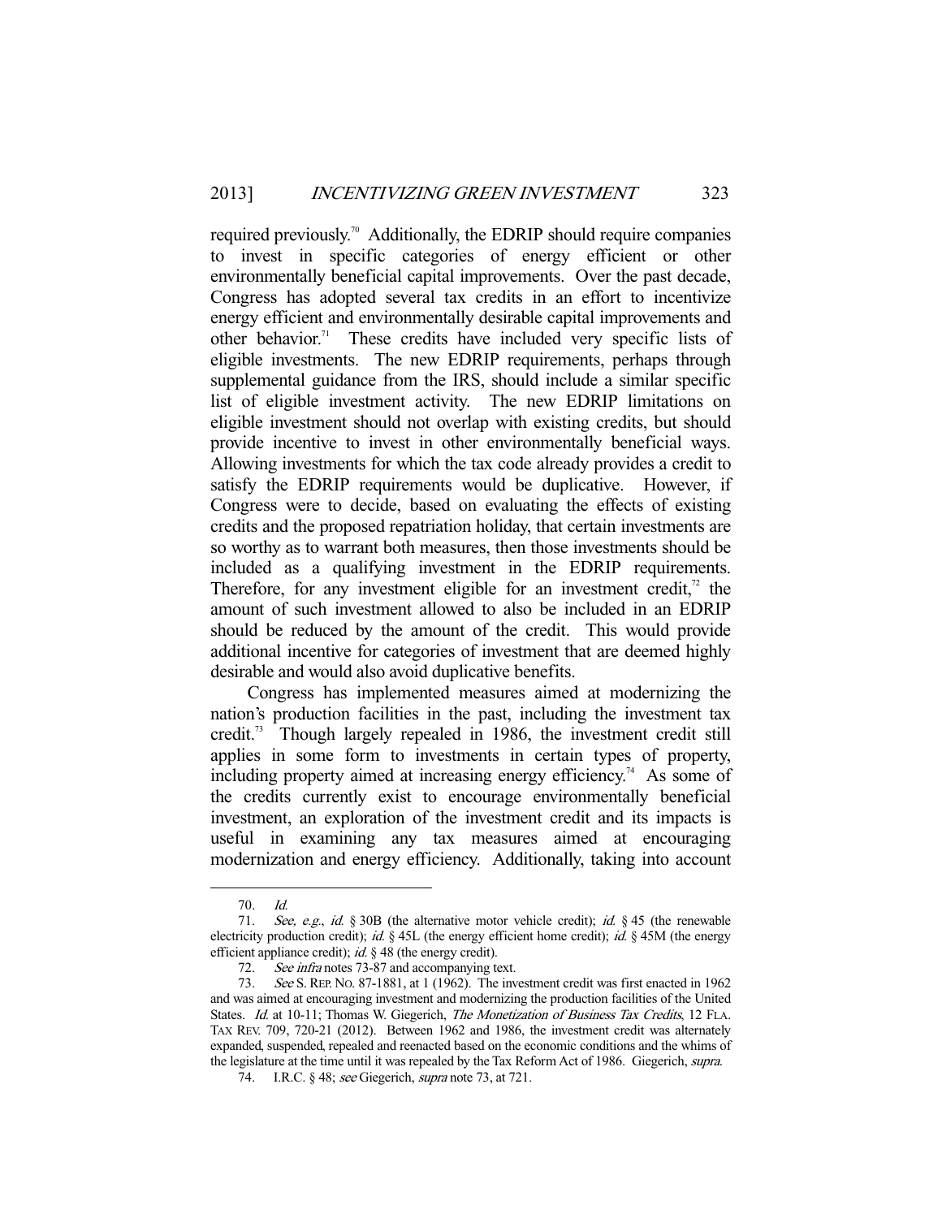required previously.[70] Additionally, the EDRIP should require companies to invest in specific categories of energy efficient or other environmentally beneficial capital improvements. Over the past decade, Congress has adopted several tax credits in an effort to incentivize energy efficient and environmentally desirable capital improvements and other behavior.[71] These credits have included very specific lists of eligible investments. The new EDRIP requirements, perhaps through supplemental guidance from the IRS, should include a similar specific list of eligible investment activity. The new EDRIP limitations on eligible investment should not overlap with existing credits, but should provide incentive to invest in other environmentally beneficial ways. Allowing investments for which the tax code already provides a credit to satisfy the EDRIP requirements would be duplicative. However, if Congress were to decide, based on evaluating the effects of existing credits and the proposed repatriation holiday, that certain investments are so worthy as to warrant both measures, then those investments should be included as a qualifying investment in the EDRIP requirements. Therefore, for any investment eligible for an investment credit,[72] the amount of such investment allowed to also be included in an EDRIP should be reduced by the amount of the credit. This would provide additional incentive for categories of investment that are deemed highly desirable and would also avoid duplicative benefits.

Congress has implemented measures aimed at modernizing the nation's production facilities in the past, including the investment tax credit.[73] Though largely repealed in 1986, the investment credit still applies in some form to investments in certain types of property, including property aimed at increasing energy efficiency.[74] As some of the credits currently exist to encourage environmentally beneficial investment, an exploration of the investment credit and its impacts is useful in examining any tax measures aimed at encouraging modernization and energy efficiency. Additionally, taking into account

---

70. *Id.*

71. *See, e.g.*, *id.* § 30B (the alternative motor vehicle credit); *id.* § 45 (the renewable electricity production credit); *id.* § 45L (the energy efficient home credit); *id.* § 45M (the energy efficient appliance credit); *id.* § 48 (the energy credit).

72. *See infra* notes 73-87 and accompanying text.

73. *See* S. REP. NO. 87-1881, at 1 (1962). The investment credit was first enacted in 1962 and was aimed at encouraging investment and modernizing the production facilities of the United States. *Id.* at 10-11; Thomas W. Giegerich, *The Monetization of Business Tax Credits*, 12 FLA. TAX REV. 709, 720-21 (2012). Between 1962 and 1986, the investment credit was alternately expanded, suspended, repealed and reenacted based on the economic conditions and the whims of the legislature at the time until it was repealed by the Tax Reform Act of 1986. Giegerich, *supra*.

74. I.R.C. § 48; *see* Giegerich, *supra* note 73, at 721.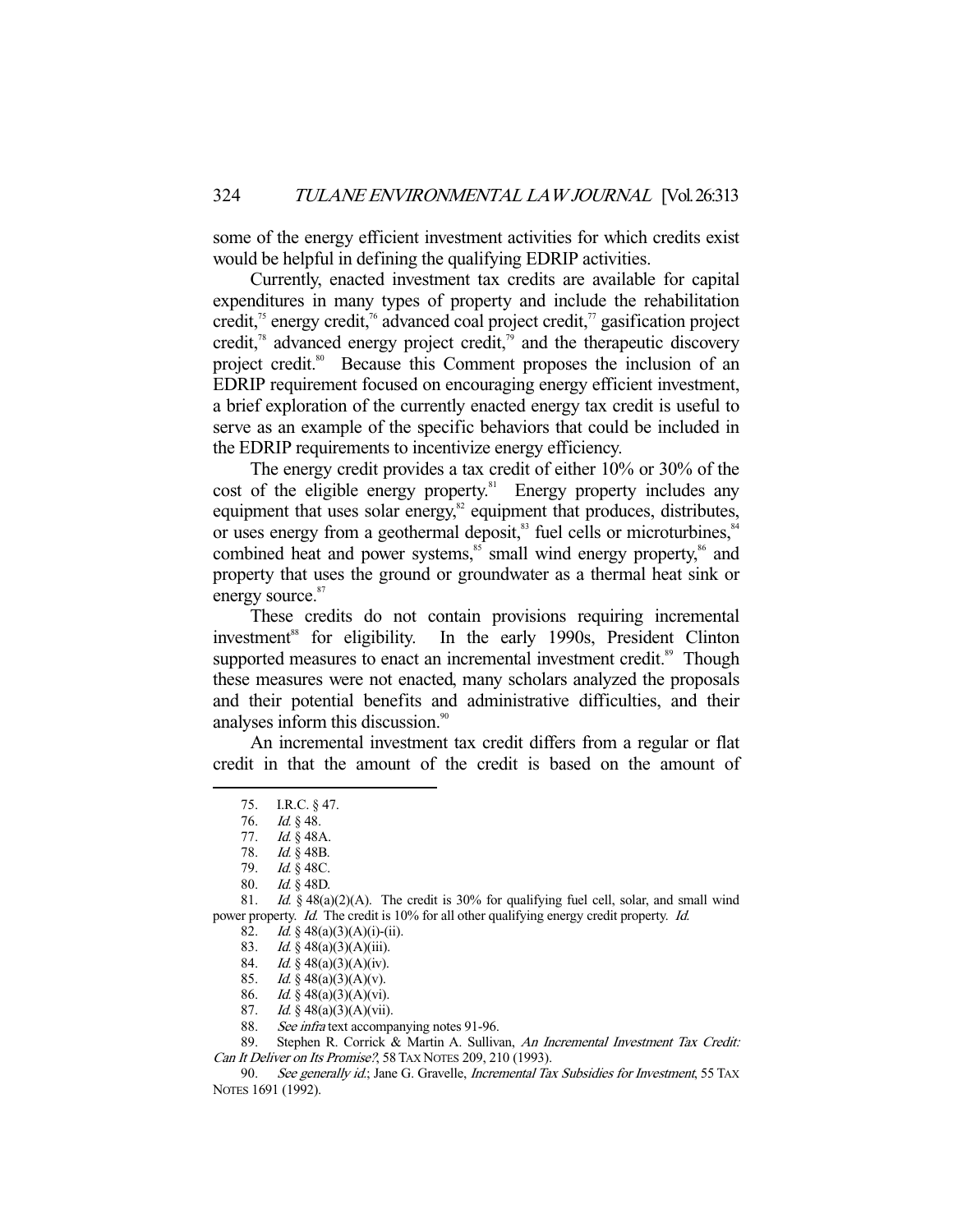some of the energy efficient investment activities for which credits exist would be helpful in defining the qualifying EDRIP activities.

Currently, enacted investment tax credits are available for capital expenditures in many types of property and include the rehabilitation credit,[75] energy credit,[76] advanced coal project credit,[77] gasification project credit,[78] advanced energy project credit,[79] and the therapeutic discovery project credit.[80] Because this Comment proposes the inclusion of an EDRIP requirement focused on encouraging energy efficient investment, a brief exploration of the currently enacted energy tax credit is useful to serve as an example of the specific behaviors that could be included in the EDRIP requirements to incentivize energy efficiency.

The energy credit provides a tax credit of either 10% or 30% of the cost of the eligible energy property.[81] Energy property includes any equipment that uses solar energy,[82] equipment that produces, distributes, or uses energy from a geothermal deposit,[83] fuel cells or microturbines,[84] combined heat and power systems,[85] small wind energy property,[86] and property that uses the ground or groundwater as a thermal heat sink or energy source.[87]

These credits do not contain provisions requiring incremental investment[88] for eligibility. In the early 1990s, President Clinton supported measures to enact an incremental investment credit.[89] Though these measures were not enacted, many scholars analyzed the proposals and their potential benefits and administrative difficulties, and their analyses inform this discussion.[90]

An incremental investment tax credit differs from a regular or flat credit in that the amount of the credit is based on the amount of

---

75. I.R.C. § 47.

76. *Id.* § 48.

77. *Id.* § 48A.

78. *Id.* § 48B.

79. *Id.* § 48C.

80. *Id.* § 48D.

81. *Id.* § 48(a)(2)(A). The credit is 30% for qualifying fuel cell, solar, and small wind power property. *Id.* The credit is 10% for all other qualifying energy credit property. *Id.*

82. *Id.* § 48(a)(3)(A)(i)-(ii).

83. *Id.* § 48(a)(3)(A)(iii).

84. *Id.* § 48(a)(3)(A)(iv).

85. *Id.* § 48(a)(3)(A)(v).

86. *Id.* § 48(a)(3)(A)(vi).

87. *Id.* § 48(a)(3)(A)(vii).

88. *See infra* text accompanying notes 91-96.

89. Stephen R. Corrick & Martin A. Sullivan, *An Incremental Investment Tax Credit: Can It Deliver on Its Promise?*, 58 TAX NOTES 209, 210 (1993).

90. *See generally id.*; Jane G. Gravelle, *Incremental Tax Subsidies for Investment*, 55 TAX NOTES 1691 (1992).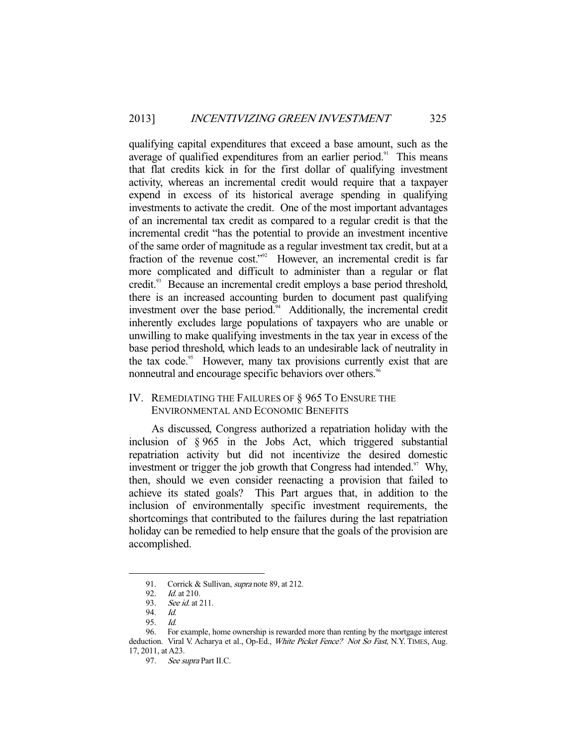qualifying capital expenditures that exceed a base amount, such as the average of qualified expenditures from an earlier period.[91] This means that flat credits kick in for the first dollar of qualifying investment activity, whereas an incremental credit would require that a taxpayer expend in excess of its historical average spending in qualifying investments to activate the credit. One of the most important advantages of an incremental tax credit as compared to a regular credit is that the incremental credit "has the potential to provide an investment incentive of the same order of magnitude as a regular investment tax credit, but at a fraction of the revenue cost."[92] However, an incremental credit is far more complicated and difficult to administer than a regular or flat credit.[93] Because an incremental credit employs a base period threshold, there is an increased accounting burden to document past qualifying investment over the base period.[94] Additionally, the incremental credit inherently excludes large populations of taxpayers who are unable or unwilling to make qualifying investments in the tax year in excess of the base period threshold, which leads to an undesirable lack of neutrality in the tax code.[95] However, many tax provisions currently exist that are nonneutral and encourage specific behaviors over others.[96]

## IV. REMEDIATING THE FAILURES OF § 965 TO ENSURE THE ENVIRONMENTAL AND ECONOMIC BENEFITS

As discussed, Congress authorized a repatriation holiday with the inclusion of § 965 in the Jobs Act, which triggered substantial repatriation activity but did not incentivize the desired domestic investment or trigger the job growth that Congress had intended.[97] Why, then, should we even consider reenacting a provision that failed to achieve its stated goals? This Part argues that, in addition to the inclusion of environmentally specific investment requirements, the shortcomings that contributed to the failures during the last repatriation holiday can be remedied to help ensure that the goals of the provision are accomplished.

---

91. Corrick & Sullivan, *supra* note 89, at 212.

92. *Id.* at 210.

93. *See id.* at 211.

94. *Id.*

95. *Id.*

96. For example, home ownership is rewarded more than renting by the mortgage interest deduction. Viral V. Acharya et al., Op-Ed., *White Picket Fence? Not So Fast*, N.Y. TIMES, Aug. 17, 2011, at A23.

97. *See supra* Part II.C.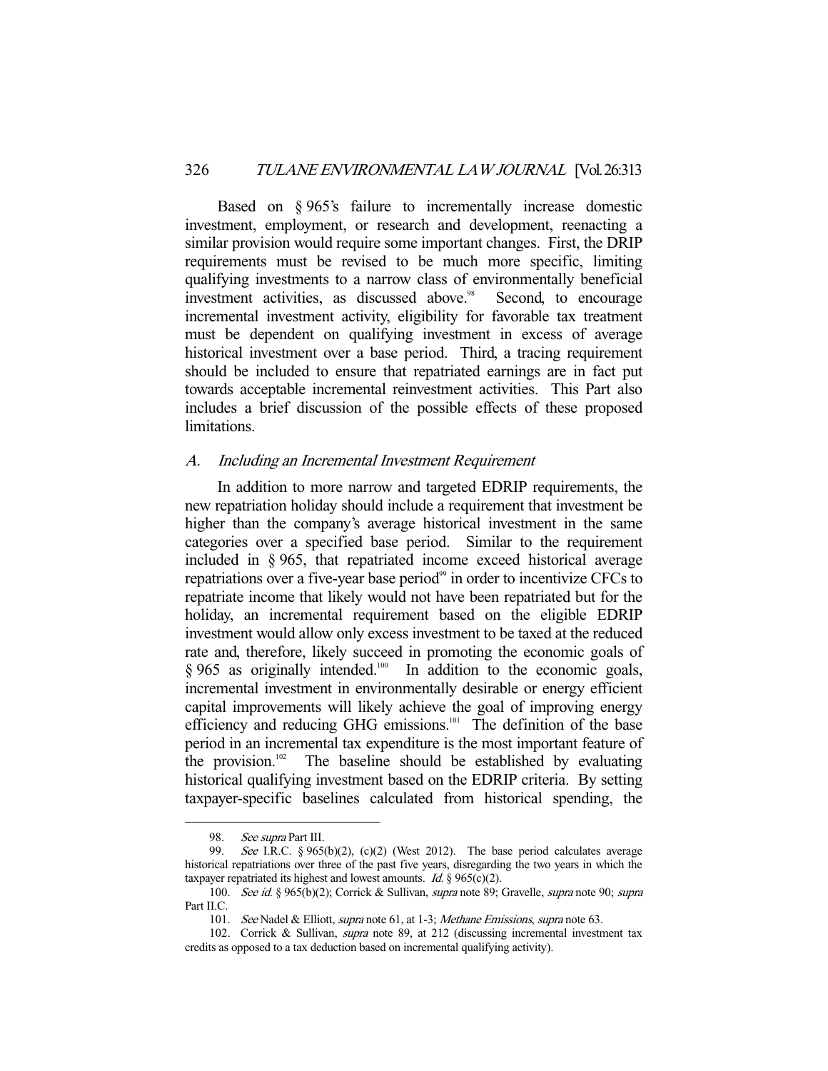Based on § 965's failure to incrementally increase domestic investment, employment, or research and development, reenacting a similar provision would require some important changes. First, the DRIP requirements must be revised to be much more specific, limiting qualifying investments to a narrow class of environmentally beneficial investment activities, as discussed above.[98] Second, to encourage incremental investment activity, eligibility for favorable tax treatment must be dependent on qualifying investment in excess of average historical investment over a base period. Third, a tracing requirement should be included to ensure that repatriated earnings are in fact put towards acceptable incremental reinvestment activities. This Part also includes a brief discussion of the possible effects of these proposed limitations.

### *A. Including an Incremental Investment Requirement*

In addition to more narrow and targeted EDRIP requirements, the new repatriation holiday should include a requirement that investment be higher than the company's average historical investment in the same categories over a specified base period. Similar to the requirement included in § 965, that repatriated income exceed historical average repatriations over a five-year base period[99] in order to incentivize CFCs to repatriate income that likely would not have been repatriated but for the holiday, an incremental requirement based on the eligible EDRIP investment would allow only excess investment to be taxed at the reduced rate and, therefore, likely succeed in promoting the economic goals of § 965 as originally intended.[100] In addition to the economic goals, incremental investment in environmentally desirable or energy efficient capital improvements will likely achieve the goal of improving energy efficiency and reducing GHG emissions.[101] The definition of the base period in an incremental tax expenditure is the most important feature of the provision.[102] The baseline should be established by evaluating historical qualifying investment based on the EDRIP criteria. By setting taxpayer-specific baselines calculated from historical spending, the

---

98. *See supra* Part III.

99. *See* I.R.C. § 965(b)(2), (c)(2) (West 2012). The base period calculates average historical repatriations over three of the past five years, disregarding the two years in which the taxpayer repatriated its highest and lowest amounts. *Id.* § 965(c)(2).

100. *See id.* § 965(b)(2); Corrick & Sullivan, *supra* note 89; Gravelle, *supra* note 90; *supra* Part II.C.

101. *See* Nadel & Elliott, *supra* note 61, at 1-3; *Methane Emissions*, *supra* note 63.

102. Corrick & Sullivan, *supra* note 89, at 212 (discussing incremental investment tax credits as opposed to a tax deduction based on incremental qualifying activity).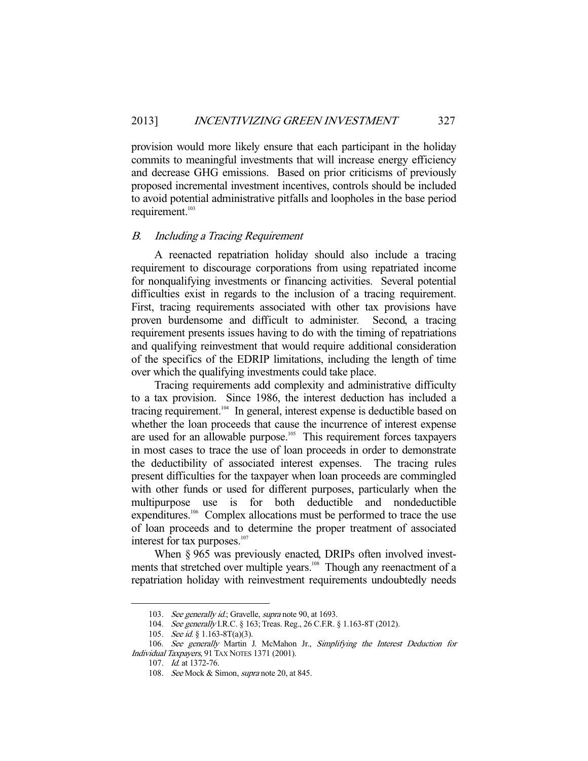provision would more likely ensure that each participant in the holiday commits to meaningful investments that will increase energy efficiency and decrease GHG emissions. Based on prior criticisms of previously proposed incremental investment incentives, controls should be included to avoid potential administrative pitfalls and loopholes in the base period requirement.[103]

### *B. Including a Tracing Requirement*

A reenacted repatriation holiday should also include a tracing requirement to discourage corporations from using repatriated income for nonqualifying investments or financing activities. Several potential difficulties exist in regards to the inclusion of a tracing requirement. First, tracing requirements associated with other tax provisions have proven burdensome and difficult to administer. Second, a tracing requirement presents issues having to do with the timing of repatriations and qualifying reinvestment that would require additional consideration of the specifics of the EDRIP limitations, including the length of time over which the qualifying investments could take place.

Tracing requirements add complexity and administrative difficulty to a tax provision. Since 1986, the interest deduction has included a tracing requirement.[104] In general, interest expense is deductible based on whether the loan proceeds that cause the incurrence of interest expense are used for an allowable purpose.[105] This requirement forces taxpayers in most cases to trace the use of loan proceeds in order to demonstrate the deductibility of associated interest expenses. The tracing rules present difficulties for the taxpayer when loan proceeds are commingled with other funds or used for different purposes, particularly when the multipurpose use is for both deductible and nondeductible expenditures.[106] Complex allocations must be performed to trace the use of loan proceeds and to determine the proper treatment of associated interest for tax purposes.[107]

When § 965 was previously enacted, DRIPs often involved investments that stretched over multiple years.[108] Though any reenactment of a repatriation holiday with reinvestment requirements undoubtedly needs

---

103. *See generally id.*; Gravelle, *supra* note 90, at 1693.

104. *See generally* I.R.C. § 163; Treas. Reg., 26 C.F.R. § 1.163-8T (2012).

105. *See id.* § 1.163-8T(a)(3).

106. *See generally* Martin J. McMahon Jr., *Simplifying the Interest Deduction for Individual Taxpayers*, 91 TAX NOTES 1371 (2001).

107. *Id.* at 1372-76.

108. *See* Mock & Simon, *supra* note 20, at 845.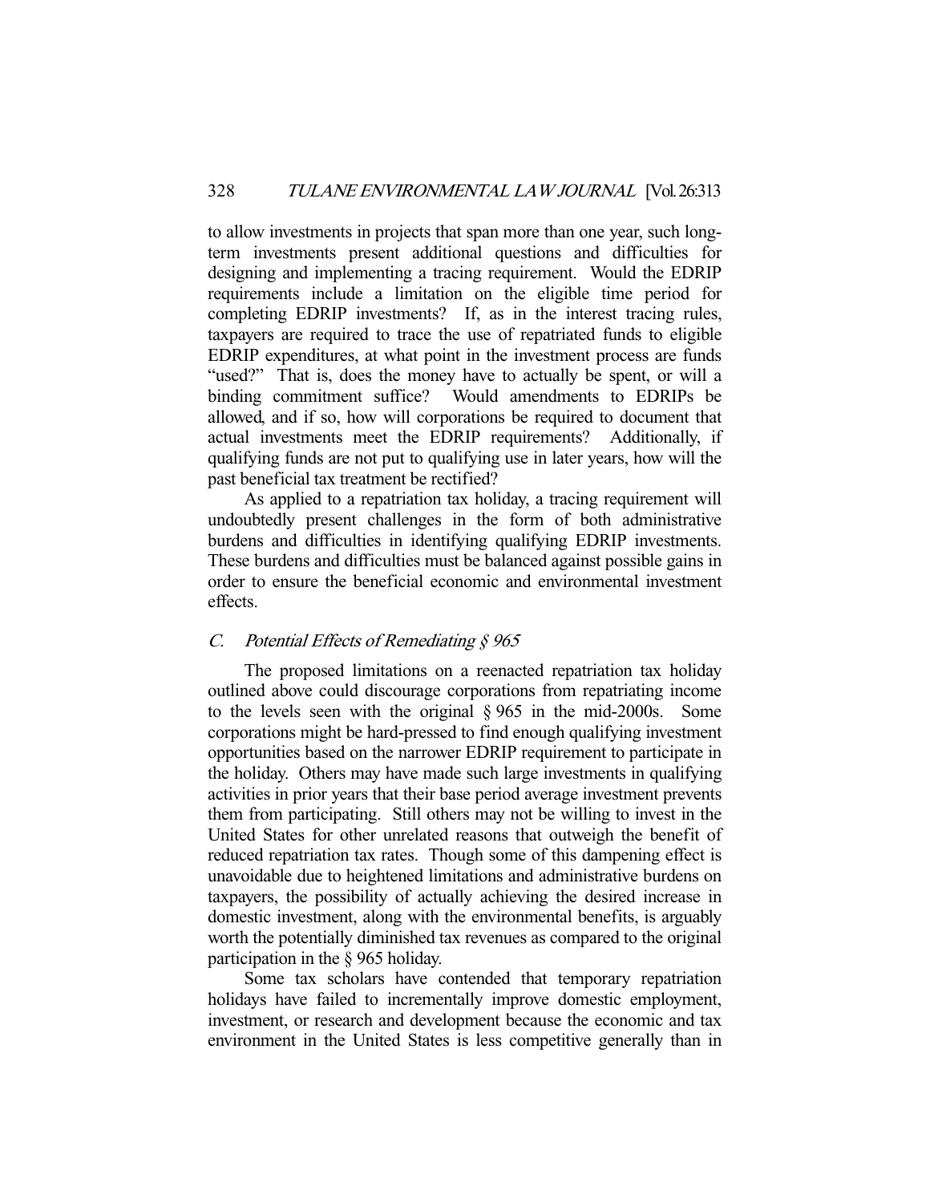to allow investments in projects that span more than one year, such long-term investments present additional questions and difficulties for designing and implementing a tracing requirement. Would the EDRIP requirements include a limitation on the eligible time period for completing EDRIP investments? If, as in the interest tracing rules, taxpayers are required to trace the use of repatriated funds to eligible EDRIP expenditures, at what point in the investment process are funds "used?" That is, does the money have to actually be spent, or will a binding commitment suffice? Would amendments to EDRIPs be allowed, and if so, how will corporations be required to document that actual investments meet the EDRIP requirements? Additionally, if qualifying funds are not put to qualifying use in later years, how will the past beneficial tax treatment be rectified?

As applied to a repatriation tax holiday, a tracing requirement will undoubtedly present challenges in the form of both administrative burdens and difficulties in identifying qualifying EDRIP investments. These burdens and difficulties must be balanced against possible gains in order to ensure the beneficial economic and environmental investment effects.

### *C. Potential Effects of Remediating § 965*

The proposed limitations on a reenacted repatriation tax holiday outlined above could discourage corporations from repatriating income to the levels seen with the original § 965 in the mid-2000s. Some corporations might be hard-pressed to find enough qualifying investment opportunities based on the narrower EDRIP requirement to participate in the holiday. Others may have made such large investments in qualifying activities in prior years that their base period average investment prevents them from participating. Still others may not be willing to invest in the United States for other unrelated reasons that outweigh the benefit of reduced repatriation tax rates. Though some of this dampening effect is unavoidable due to heightened limitations and administrative burdens on taxpayers, the possibility of actually achieving the desired increase in domestic investment, along with the environmental benefits, is arguably worth the potentially diminished tax revenues as compared to the original participation in the § 965 holiday.

Some tax scholars have contended that temporary repatriation holidays have failed to incrementally improve domestic employment, investment, or research and development because the economic and tax environment in the United States is less competitive generally than in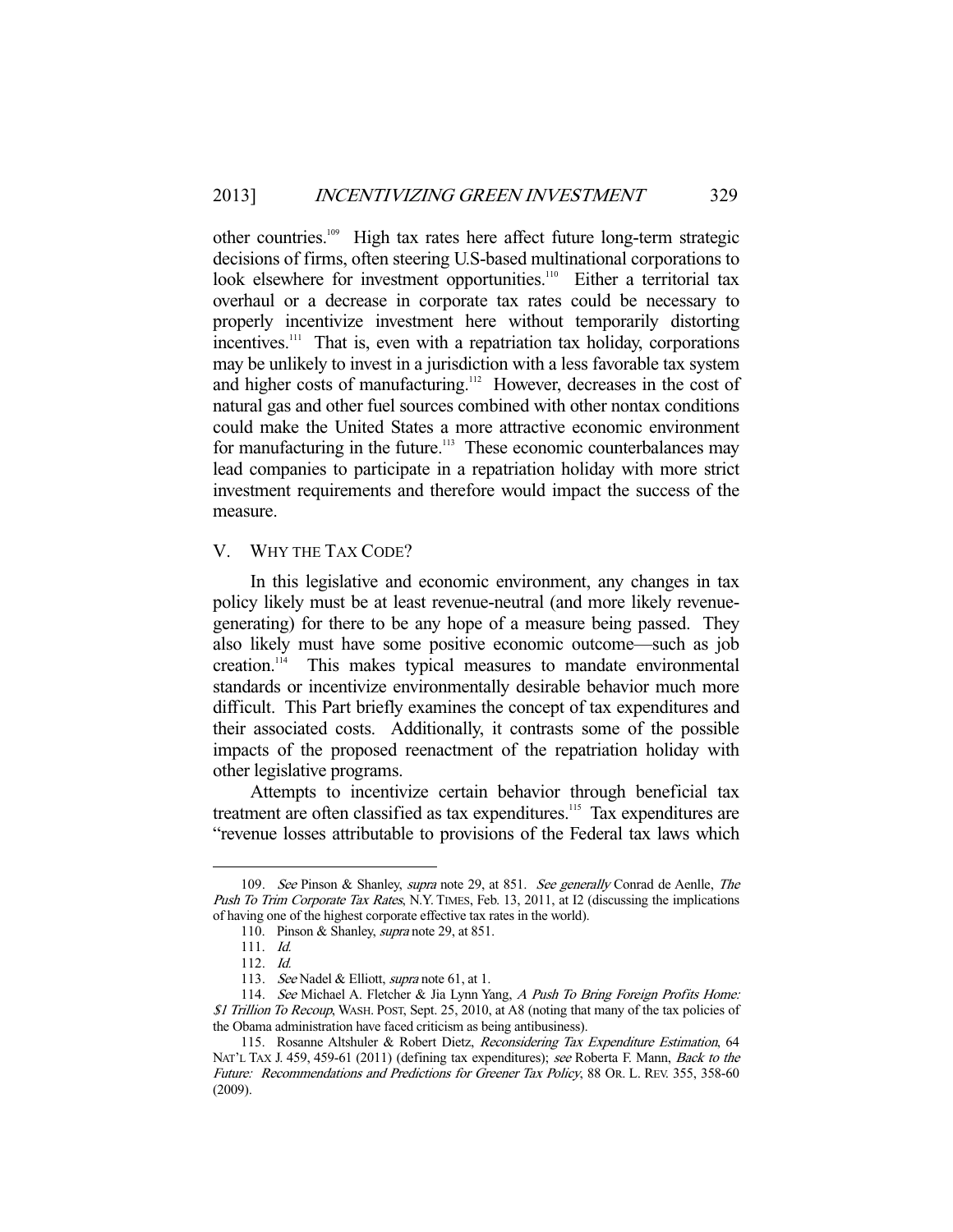other countries.[109] High tax rates here affect future long-term strategic decisions of firms, often steering U.S.-based multinational corporations to look elsewhere for investment opportunities.[110] Either a territorial tax overhaul or a decrease in corporate tax rates could be necessary to properly incentivize investment here without temporarily distorting incentives.[111] That is, even with a repatriation tax holiday, corporations may be unlikely to invest in a jurisdiction with a less favorable tax system and higher costs of manufacturing.[112] However, decreases in the cost of natural gas and other fuel sources combined with other nontax conditions could make the United States a more attractive economic environment for manufacturing in the future.[113] These economic counterbalances may lead companies to participate in a repatriation holiday with more strict investment requirements and therefore would impact the success of the measure.

## V. WHY THE TAX CODE?

In this legislative and economic environment, any changes in tax policy likely must be at least revenue-neutral (and more likely revenue-generating) for there to be any hope of a measure being passed. They also likely must have some positive economic outcome—such as job creation.[114] This makes typical measures to mandate environmental standards or incentivize environmentally desirable behavior much more difficult. This Part briefly examines the concept of tax expenditures and their associated costs. Additionally, it contrasts some of the possible impacts of the proposed reenactment of the repatriation holiday with other legislative programs.

Attempts to incentivize certain behavior through beneficial tax treatment are often classified as tax expenditures.[115] Tax expenditures are "revenue losses attributable to provisions of the Federal tax laws which

---

109. *See* Pinson & Shanley, *supra* note 29, at 851. *See generally* Conrad de Aenlle, *The Push To Trim Corporate Tax Rates*, N.Y. TIMES, Feb. 13, 2011, at I2 (discussing the implications of having one of the highest corporate effective tax rates in the world).

110. Pinson & Shanley, *supra* note 29, at 851.

111. *Id.*

112. *Id.*

113. *See* Nadel & Elliott, *supra* note 61, at 1.

114. *See* Michael A. Fletcher & Jia Lynn Yang, *A Push To Bring Foreign Profits Home: $1 Trillion To Recoup*, WASH. POST, Sept. 25, 2010, at A8 (noting that many of the tax policies of the Obama administration have faced criticism as being antibusiness).

115. Rosanne Altshuler & Robert Dietz, *Reconsidering Tax Expenditure Estimation*, 64 NAT'L TAX J. 459, 459-61 (2011) (defining tax expenditures); *see* Roberta F. Mann, *Back to the Future: Recommendations and Predictions for Greener Tax Policy*, 88 OR. L. REV. 355, 358-60 (2009).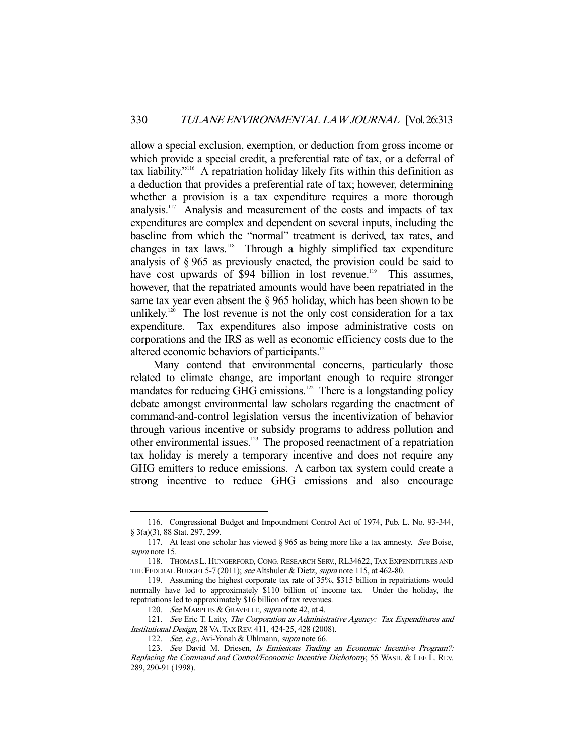allow a special exclusion, exemption, or deduction from gross income or which provide a special credit, a preferential rate of tax, or a deferral of tax liability."[116] A repatriation holiday likely fits within this definition as a deduction that provides a preferential rate of tax; however, determining whether a provision is a tax expenditure requires a more thorough analysis.[117] Analysis and measurement of the costs and impacts of tax expenditures are complex and dependent on several inputs, including the baseline from which the "normal" treatment is derived, tax rates, and changes in tax laws.[118] Through a highly simplified tax expenditure analysis of § 965 as previously enacted, the provision could be said to have cost upwards of $94 billion in lost revenue.[119] This assumes, however, that the repatriated amounts would have been repatriated in the same tax year even absent the § 965 holiday, which has been shown to be unlikely.[120] The lost revenue is not the only cost consideration for a tax expenditure. Tax expenditures also impose administrative costs on corporations and the IRS as well as economic efficiency costs due to the altered economic behaviors of participants.[121]

Many contend that environmental concerns, particularly those related to climate change, are important enough to require stronger mandates for reducing GHG emissions.[122] There is a longstanding policy debate amongst environmental law scholars regarding the enactment of command-and-control legislation versus the incentivization of behavior through various incentive or subsidy programs to address pollution and other environmental issues.[123] The proposed reenactment of a repatriation tax holiday is merely a temporary incentive and does not require any GHG emitters to reduce emissions. A carbon tax system could create a strong incentive to reduce GHG emissions and also encourage

---

116. Congressional Budget and Impoundment Control Act of 1974, Pub. L. No. 93-344, § 3(a)(3), 88 Stat. 297, 299.

117. At least one scholar has viewed § 965 as being more like a tax amnesty. *See* Boise, *supra* note 15.

118. THOMAS L. HUNGERFORD, CONG. RESEARCH SERV., RL34622, TAX EXPENDITURES AND THE FEDERAL BUDGET 5-7 (2011); *see* Altshuler & Dietz, *supra* note 115, at 462-80.

119. Assuming the highest corporate tax rate of 35%, $315 billion in repatriations would normally have led to approximately $110 billion of income tax. Under the holiday, the repatriations led to approximately $16 billion of tax revenues.

120. *See* MARPLES & GRAVELLE, *supra* note 42, at 4.

121. *See* Eric T. Laity, *The Corporation as Administrative Agency: Tax Expenditures and Institutional Design*, 28 VA. TAX REV. 411, 424-25, 428 (2008).

122. *See, e.g.*, Avi-Yonah & Uhlmann, *supra* note 66.

123. *See* David M. Driesen, *Is Emissions Trading an Economic Incentive Program?: Replacing the Command and Control/Economic Incentive Dichotomy*, 55 WASH. & LEE L. REV. 289, 290-91 (1998).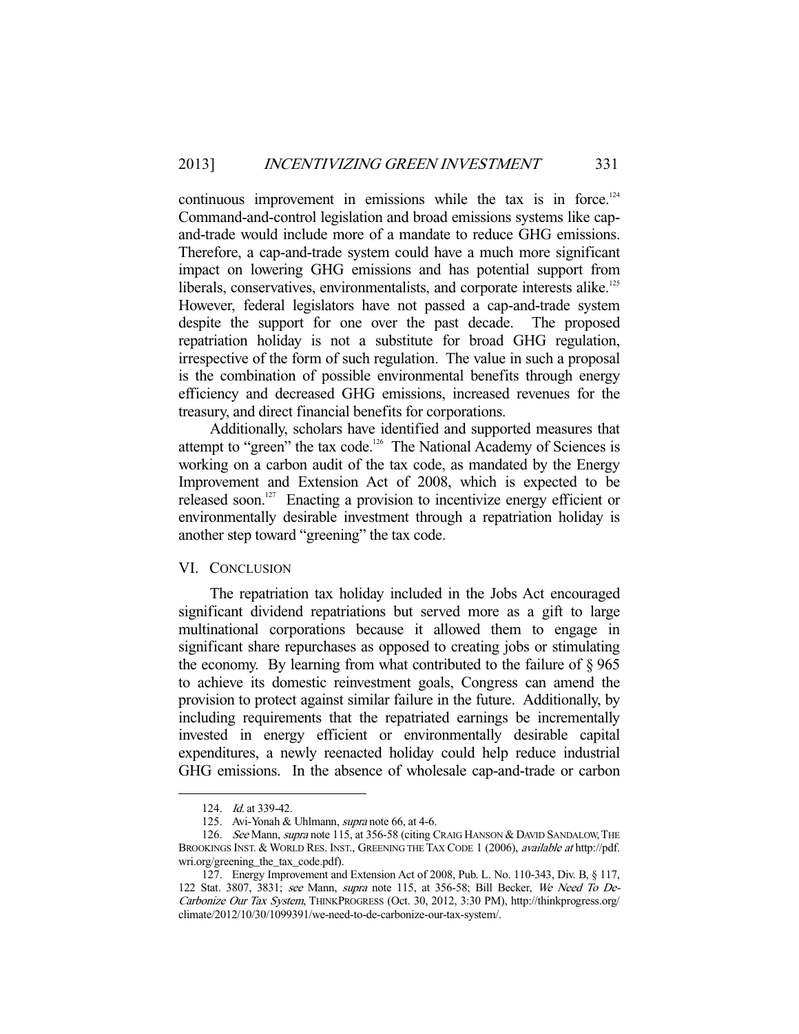continuous improvement in emissions while the tax is in force.[124] Command-and-control legislation and broad emissions systems like cap-and-trade would include more of a mandate to reduce GHG emissions. Therefore, a cap-and-trade system could have a much more significant impact on lowering GHG emissions and has potential support from liberals, conservatives, environmentalists, and corporate interests alike.[125] However, federal legislators have not passed a cap-and-trade system despite the support for one over the past decade. The proposed repatriation holiday is not a substitute for broad GHG regulation, irrespective of the form of such regulation. The value in such a proposal is the combination of possible environmental benefits through energy efficiency and decreased GHG emissions, increased revenues for the treasury, and direct financial benefits for corporations.

Additionally, scholars have identified and supported measures that attempt to "green" the tax code.[126] The National Academy of Sciences is working on a carbon audit of the tax code, as mandated by the Energy Improvement and Extension Act of 2008, which is expected to be released soon.[127] Enacting a provision to incentivize energy efficient or environmentally desirable investment through a repatriation holiday is another step toward "greening" the tax code.

## VI. CONCLUSION

The repatriation tax holiday included in the Jobs Act encouraged significant dividend repatriations but served more as a gift to large multinational corporations because it allowed them to engage in significant share repurchases as opposed to creating jobs or stimulating the economy. By learning from what contributed to the failure of § 965 to achieve its domestic reinvestment goals, Congress can amend the provision to protect against similar failure in the future. Additionally, by including requirements that the repatriated earnings be incrementally invested in energy efficient or environmentally desirable capital expenditures, a newly reenacted holiday could help reduce industrial GHG emissions. In the absence of wholesale cap-and-trade or carbon

---

124. *Id.* at 339-42.

125. Avi-Yonah & Uhlmann, *supra* note 66, at 4-6.

126. *See* Mann, *supra* note 115, at 356-58 (citing CRAIG HANSON & DAVID SANDALOW, THE BROOKINGS INST. & WORLD RES. INST., GREENING THE TAX CODE 1 (2006), *available at* http://pdf.wri.org/greening_the_tax_code.pdf).

127. Energy Improvement and Extension Act of 2008, Pub. L. No. 110-343, Div. B, § 117, 122 Stat. 3807, 3831; *see* Mann, *supra* note 115, at 356-58; Bill Becker, *We Need To De-Carbonize Our Tax System*, THINKPROGRESS (Oct. 30, 2012, 3:30 PM), http://thinkprogress.org/climate/2012/10/30/1099391/we-need-to-de-carbonize-our-tax-system/.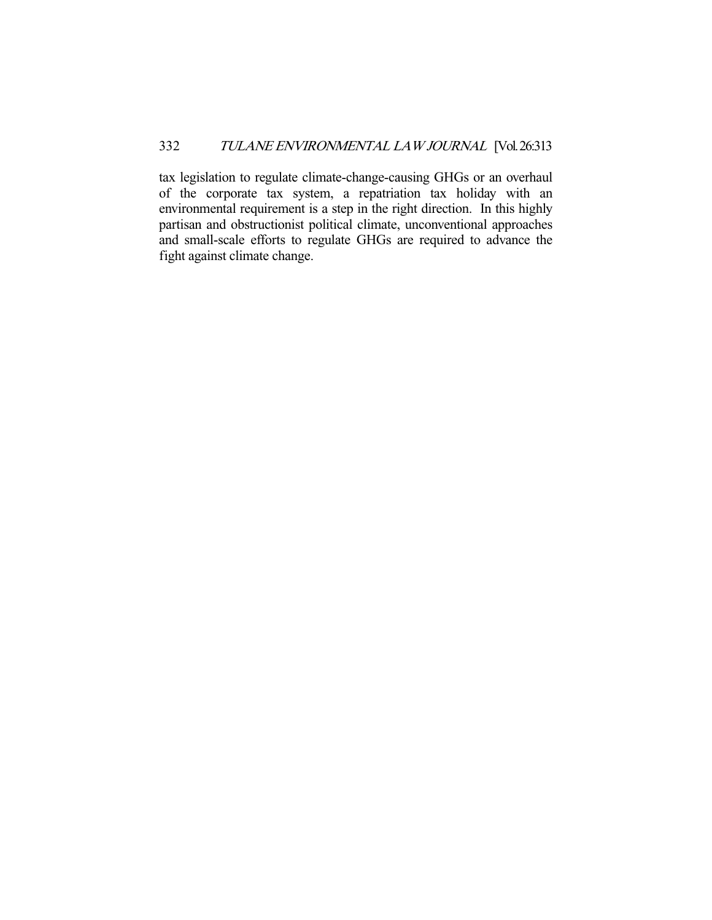tax legislation to regulate climate-change-causing GHGs or an overhaul of the corporate tax system, a repatriation tax holiday with an environmental requirement is a step in the right direction. In this highly partisan and obstructionist political climate, unconventional approaches and small-scale efforts to regulate GHGs are required to advance the fight against climate change.